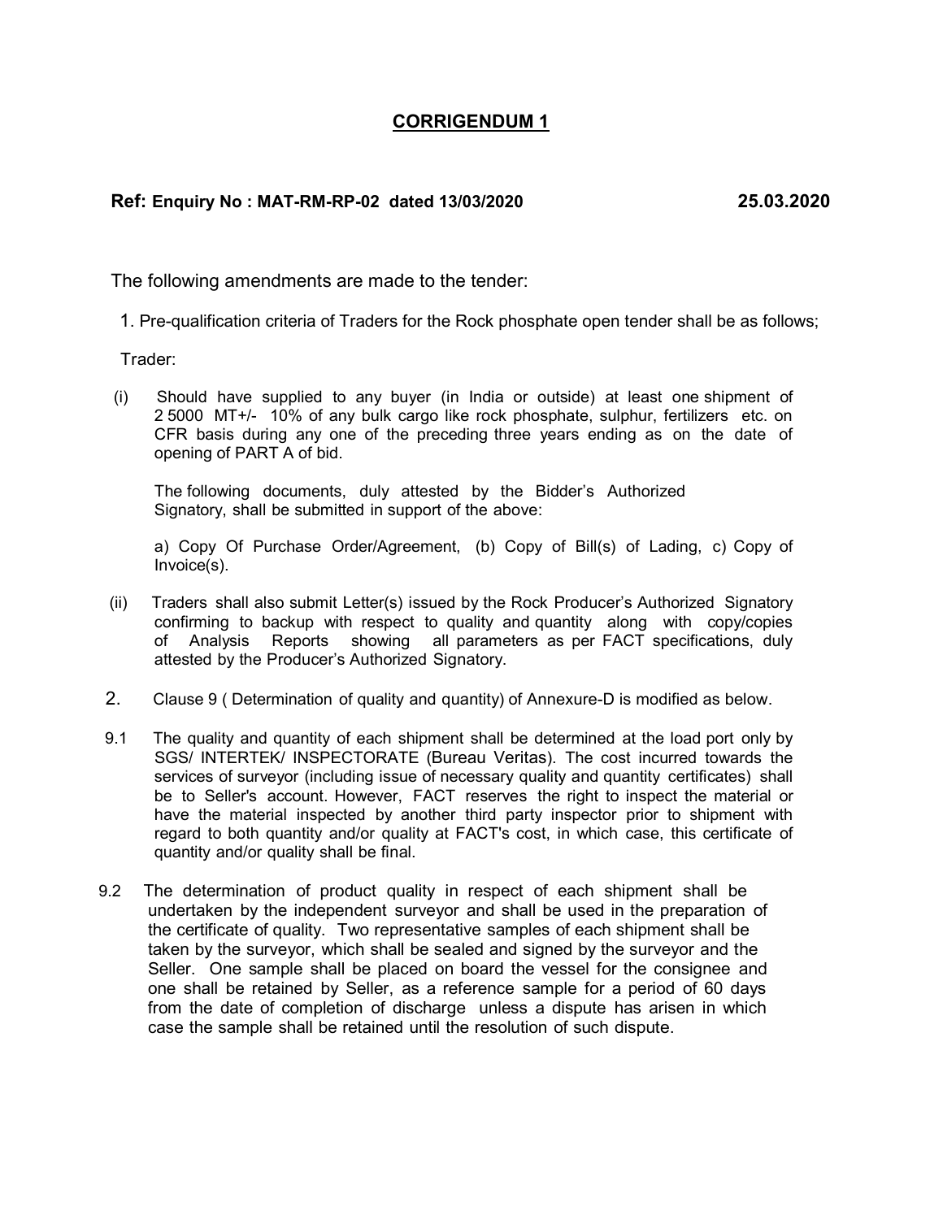# CORRIGENDUM 1

**Ref: Enquiry No : MAT-RM-RP-02 dated 13/03/2020** **25.03.2020**

The following amendments are made to the tender:

1. Pre-qualification criteria of Traders for the Rock phosphate open tender shall be as follows;

Trader:

(i) Should have supplied to any buyer (in India or outside) at least one shipment of 2 5000 MT+/- 10% of any bulk cargo like rock phosphate, sulphur, fertilizers etc. on CFR basis during any one of the preceding three years ending as on the date of opening of PART A of bid.

The following documents, duly attested by the Bidder's Authorized Signatory, shall be submitted in support of the above:

a) Copy Of Purchase Order/Agreement, (b) Copy of Bill(s) of Lading, c) Copy of Invoice(s).

(ii) Traders shall also submit Letter(s) issued by the Rock Producer's Authorized Signatory confirming to backup with respect to quality and quantity along with copy/copies of Analysis Reports showing all parameters as per FACT specifications, duly attested by the Producer's Authorized Signatory.

2. Clause 9 ( Determination of quality and quantity) of Annexure-D is modified as below.

9.1 The quality and quantity of each shipment shall be determined at the load port only by SGS/ INTERTEK/ INSPECTORATE (Bureau Veritas). The cost incurred towards the services of surveyor (including issue of necessary quality and quantity certificates) shall be to Seller's account. However, FACT reserves the right to inspect the material or have the material inspected by another third party inspector prior to shipment with regard to both quantity and/or quality at FACT's cost, in which case, this certificate of quantity and/or quality shall be final.

9.2 The determination of product quality in respect of each shipment shall be undertaken by the independent surveyor and shall be used in the preparation of the certificate of quality. Two representative samples of each shipment shall be taken by the surveyor, which shall be sealed and signed by the surveyor and the Seller. One sample shall be placed on board the vessel for the consignee and one shall be retained by Seller, as a reference sample for a period of 60 days from the date of completion of discharge unless a dispute has arisen in which case the sample shall be retained until the resolution of such dispute.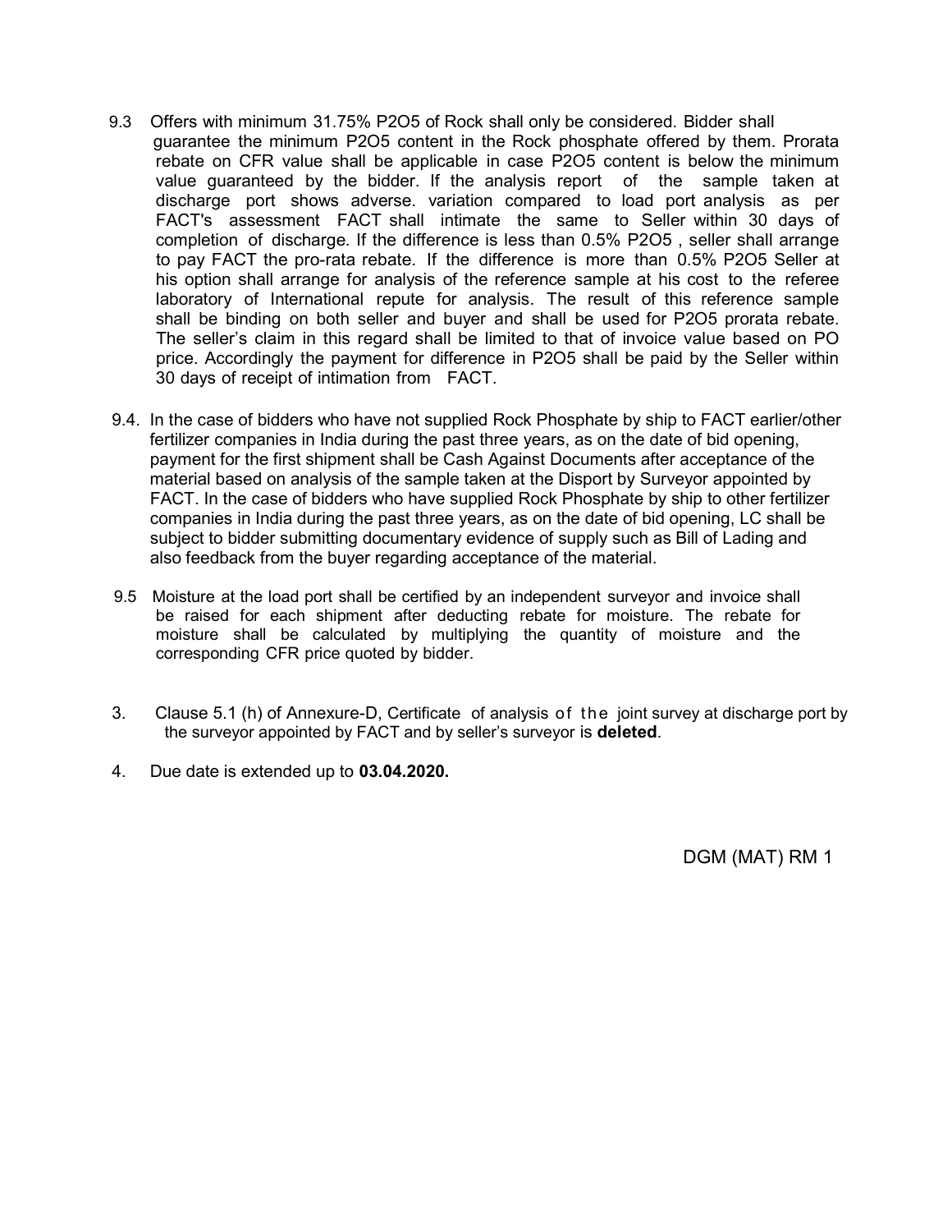9.3 Offers with minimum 31.75% $P_2O_5$ of Rock shall only be considered. Bidder shall guarantee the minimum $P_2O_5$ content in the Rock phosphate offered by them. Prorata rebate on CFR value shall be applicable in case $P_2O_5$ content is below the minimum value guaranteed by the bidder. If the analysis report of the sample taken at discharge port shows adverse. variation compared to load port analysis as per FACT's assessment FACT shall intimate the same to Seller within 30 days of completion of discharge. If the difference is less than 0.5% $P_2O_5$ , seller shall arrange to pay FACT the pro-rata rebate. If the difference is more than 0.5% $P_2O_5$ Seller at his option shall arrange for analysis of the reference sample at his cost to the referee laboratory of International repute for analysis. The result of this reference sample shall be binding on both seller and buyer and shall be used for $P_2O_5$ prorata rebate. The seller's claim in this regard shall be limited to that of invoice value based on PO price. Accordingly the payment for difference in $P_2O_5$ shall be paid by the Seller within 30 days of receipt of intimation from FACT.

9.4. In the case of bidders who have not supplied Rock Phosphate by ship to FACT earlier/other fertilizer companies in India during the past three years, as on the date of bid opening, payment for the first shipment shall be Cash Against Documents after acceptance of the material based on analysis of the sample taken at the Disport by Surveyor appointed by FACT. In the case of bidders who have supplied Rock Phosphate by ship to other fertilizer companies in India during the past three years, as on the date of bid opening, LC shall be subject to bidder submitting documentary evidence of supply such as Bill of Lading and also feedback from the buyer regarding acceptance of the material.

9.5 Moisture at the load port shall be certified by an independent surveyor and invoice shall be raised for each shipment after deducting rebate for moisture. The rebate for moisture shall be calculated by multiplying the quantity of moisture and the corresponding CFR price quoted by bidder.

3. Clause 5.1 (h) of Annexure-D, Certificate of analysis of the joint survey at discharge port by the surveyor appointed by FACT and by seller's surveyor is **deleted**.

4. Due date is extended up to **03.04.2020.**

DGM (MAT) RM 1